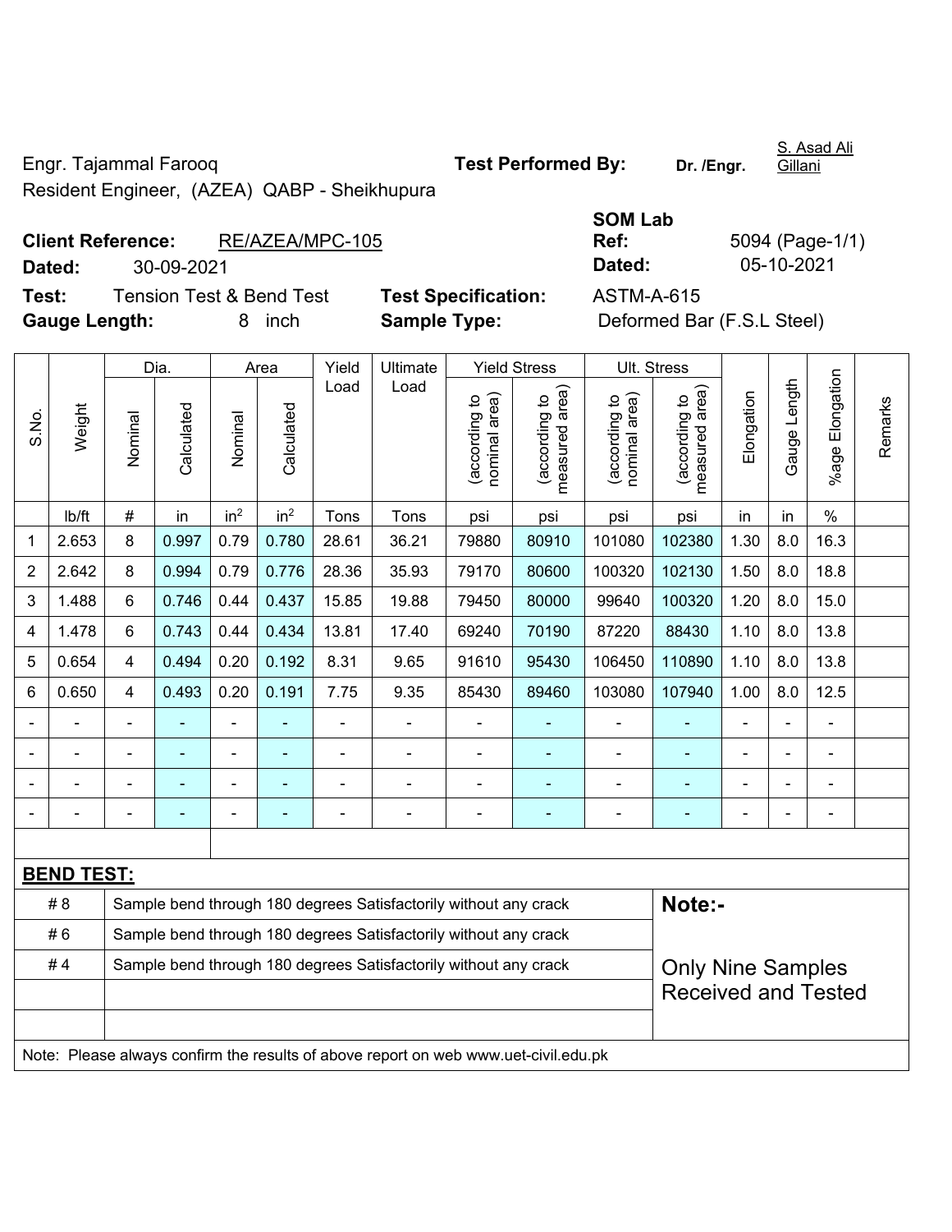Engr. Tajammal Farooq

Resident Engineer, (AZEA) QABP - Sheikhupura

**Test Performed By:** Dr. /Engr. S. Asad Ali Gillani

**Client Reference:** RE/AZEA/MPC-105

**Dated:** 30-09-2021

**SOM Lab Ref:** 5094 (Page-1/1)

**Dated:** 05-10-2021

**Test:** Tension Test & Bend Test

**Test Specification:** ASTM-A-615

**Gauge Length:** 8 inch

**Sample Type:** Deformed Bar (F.S.L Steel)

| S.No. | Weight | Dia. | | Area | | Yield Load | Ultimate Load | Yield Stress | | Ult. Stress | | Elongation | Gauge Length | %age Elongation | Remarks |
|---|---|---|---|---|---|---|---|---|---|---|---|---|---|---|---|
| | | Nominal | Calculated | Nominal | Calculated | | | (according to nominal area) | (according to measured area) | (according to nominal area) | (according to measured area) | | | | |
| | lb/ft | # | in | in$^2$ | in$^2$ | Tons | Tons | psi | psi | psi | psi | in | in | % | |
| 1 | 2.653 | 8 | 0.997 | 0.79 | 0.780 | 28.61 | 36.21 | 79880 | 80910 | 101080 | 102380 | 1.30 | 8.0 | 16.3 | |
| 2 | 2.642 | 8 | 0.994 | 0.79 | 0.776 | 28.36 | 35.93 | 79170 | 80600 | 100320 | 102130 | 1.50 | 8.0 | 18.8 | |
| 3 | 1.488 | 6 | 0.746 | 0.44 | 0.437 | 15.85 | 19.88 | 79450 | 80000 | 99640 | 100320 | 1.20 | 8.0 | 15.0 | |
| 4 | 1.478 | 6 | 0.743 | 0.44 | 0.434 | 13.81 | 17.40 | 69240 | 70190 | 87220 | 88430 | 1.10 | 8.0 | 13.8 | |
| 5 | 0.654 | 4 | 0.494 | 0.20 | 0.192 | 8.31 | 9.65 | 91610 | 95430 | 106450 | 110890 | 1.10 | 8.0 | 13.8 | |
| 6 | 0.650 | 4 | 0.493 | 0.20 | 0.191 | 7.75 | 9.35 | 85430 | 89460 | 103080 | 107940 | 1.00 | 8.0 | 12.5 | |
| - | - | - | - | - | - | - | - | - | - | - | - | - | - | - | |
| - | - | - | - | - | - | - | - | - | - | - | - | - | - | - | |
| - | - | - | - | - | - | - | - | - | - | - | - | - | - | - | |
| - | - | - | - | - | - | - | - | - | - | - | - | - | - | - | |

**BEND TEST:**

| | | |
|---|---|---|
| # 8 | Sample bend through 180 degrees Satisfactorily without any crack | **Note:-** |
| # 6 | Sample bend through 180 degrees Satisfactorily without any crack | |
| # 4 | Sample bend through 180 degrees Satisfactorily without any crack | Only Nine Samples Received and Tested |

Note: Please always confirm the results of above report on web www.uet-civil.edu.pk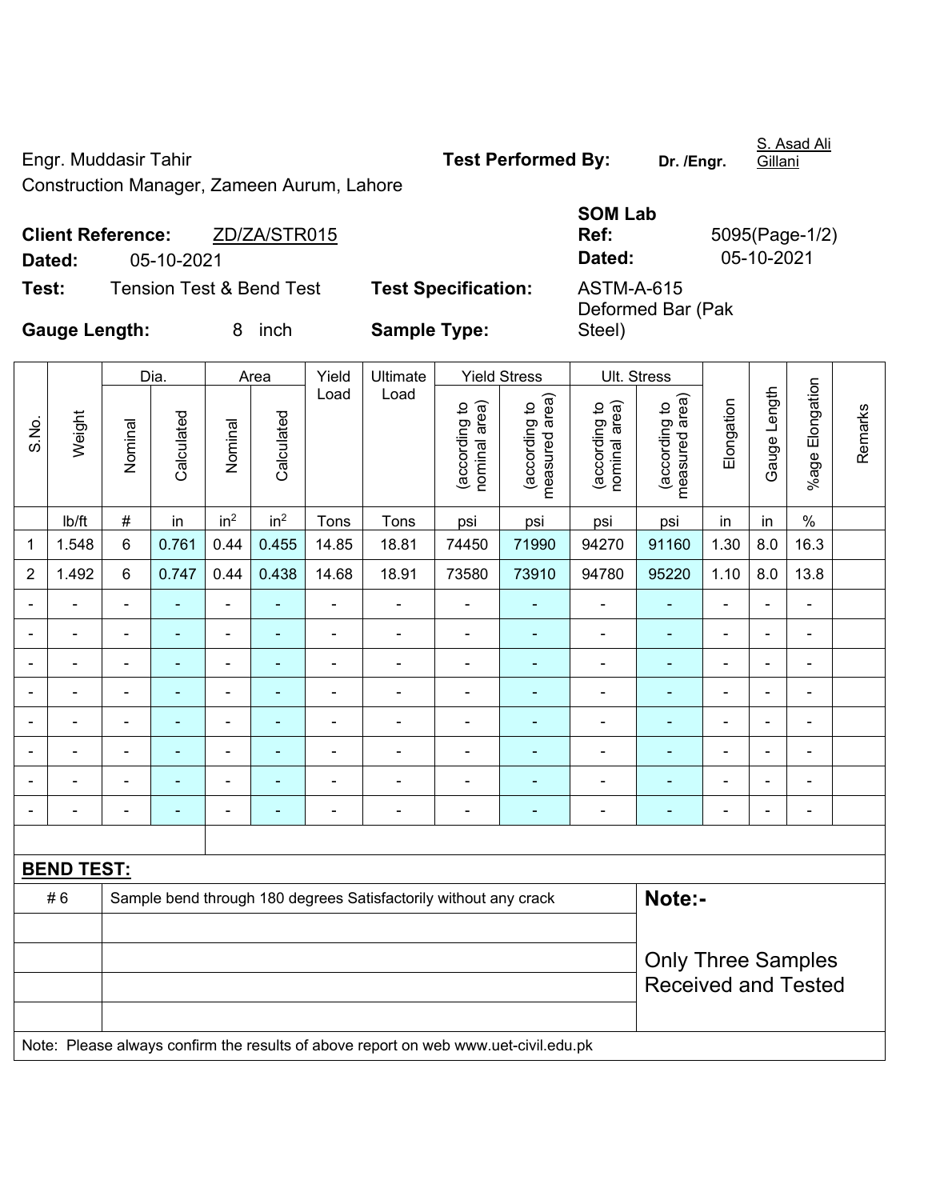Engr. Muddasir Tahir

Construction Manager, Zameen Aurum, Lahore

**Test Performed By:** Dr. /Engr. S. Asad Ali Gillani

**Client Reference:** ZD/ZA/STR015

**Dated:** 05-10-2021

**SOM Lab Ref:** 5095(Page-1/2)

**Dated:** 05-10-2021

**Test:** Tension Test & Bend Test

**Test Specification:** ASTM-A-615

**Gauge Length:** 8 inch

**Sample Type:** Deformed Bar (Pak Steel)

| S.No. | Weight | Dia. | | Area | | Yield Load | Ultimate Load | Yield Stress | | Ult. Stress | | Elongation | Gauge Length | %age Elongation | Remarks |
|---|---|---|---|---|---|---|---|---|---|---|---|---|---|---|---|
| | | Nominal | Calculated | Nominal | Calculated | | | (according to nominal area) | (according to measured area) | (according to nominal area) | (according to measured area) | | | | |
| | lb/ft | # | in | in$^2$ | in$^2$ | Tons | Tons | psi | psi | psi | psi | in | in | % | |
| 1 | 1.548 | 6 | 0.761 | 0.44 | 0.455 | 14.85 | 18.81 | 74450 | 71990 | 94270 | 91160 | 1.30 | 8.0 | 16.3 | |
| 2 | 1.492 | 6 | 0.747 | 0.44 | 0.438 | 14.68 | 18.91 | 73580 | 73910 | 94780 | 95220 | 1.10 | 8.0 | 13.8 | |
| - | - | - | - | - | - | - | - | - | - | - | - | - | - | - | |
| - | - | - | - | - | - | - | - | - | - | - | - | - | - | - | |
| - | - | - | - | - | - | - | - | - | - | - | - | - | - | - | |
| - | - | - | - | - | - | - | - | - | - | - | - | - | - | - | |
| - | - | - | - | - | - | - | - | - | - | - | - | - | - | - | |
| - | - | - | - | - | - | - | - | - | - | - | - | - | - | - | |
| - | - | - | - | - | - | - | - | - | - | - | - | - | - | - | |
| - | - | - | - | - | - | - | - | - | - | - | - | - | - | - | |

**BEND TEST:**

| | | |
|---|---|---|
| # 6 | Sample bend through 180 degrees Satisfactorily without any crack | **Note:-** Only Three Samples Received and Tested |

Note: Please always confirm the results of above report on web www.uet-civil.edu.pk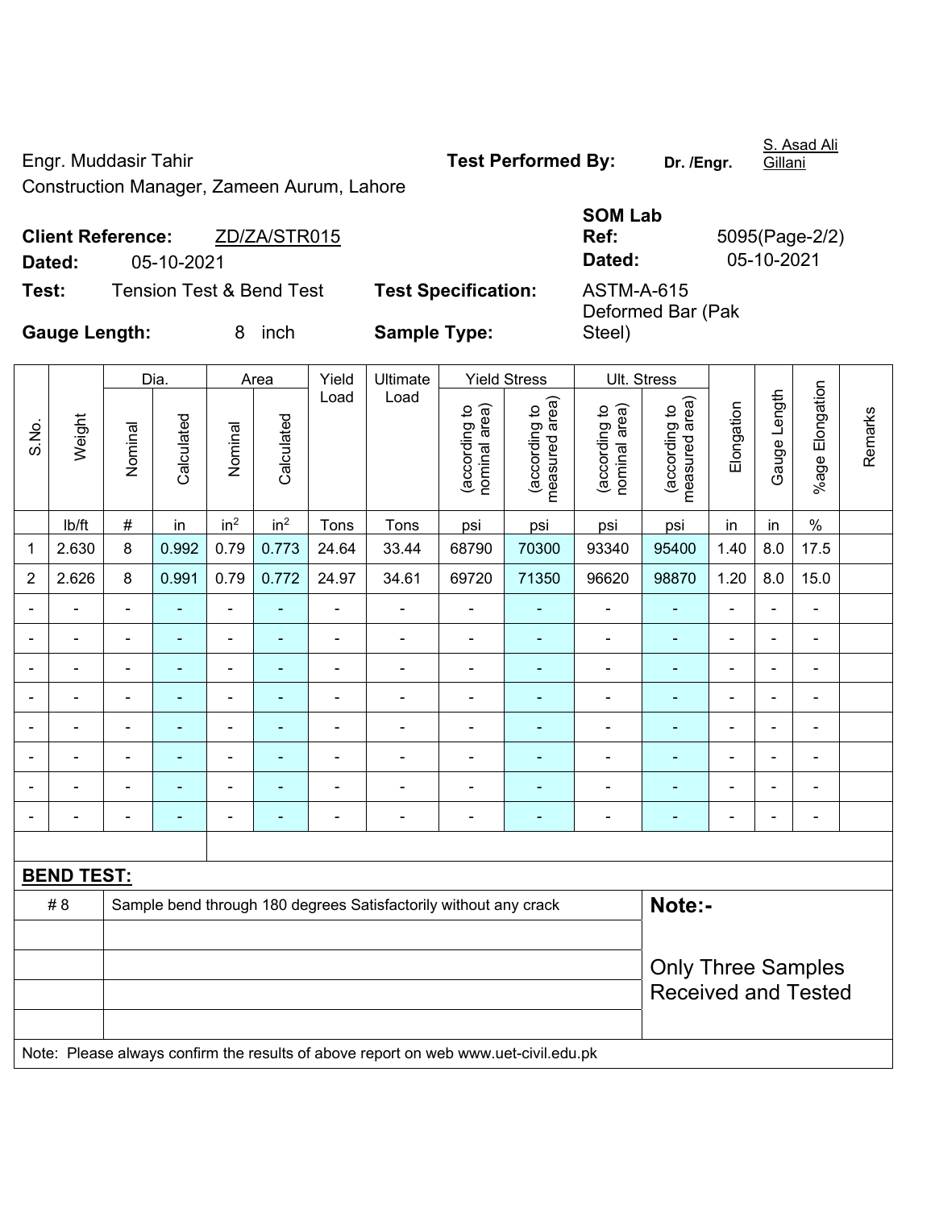Engr. Muddasir Tahir
Construction Manager, Zameen Aurum, Lahore

**Test Performed By:** Dr. /Engr. S. Asad Ali Gillani

**Client Reference:** ZD/ZA/STR015

**Dated:** 05-10-2021

**SOM Lab Ref:** 5095(Page-2/2)

**Dated:** 05-10-2021

**Test:** Tension Test & Bend Test

**Test Specification:** ASTM-A-615

**Gauge Length:** 8 inch

**Sample Type:** Deformed Bar (Pak Steel)

| S.No. | Weight | Dia. | | Area | | Yield Load | Ultimate Load | Yield Stress | | Ult. Stress | | Elongation | Gauge Length | %age Elongation | Remarks |
|---|---|---|---|---|---|---|---|---|---|---|---|---|---|---|---|
| | | Nominal | Calculated | Nominal | Calculated | | | (according to nominal area) | (according to measured area) | (according to nominal area) | (according to measured area) | | | | |
| | lb/ft | # | in | $in^2$ | $in^2$ | Tons | Tons | psi | psi | psi | psi | in | in | % | |
| 1 | 2.630 | 8 | 0.992 | 0.79 | 0.773 | 24.64 | 33.44 | 68790 | 70300 | 93340 | 95400 | 1.40 | 8.0 | 17.5 | |
| 2 | 2.626 | 8 | 0.991 | 0.79 | 0.772 | 24.97 | 34.61 | 69720 | 71350 | 96620 | 98870 | 1.20 | 8.0 | 15.0 | |
| - | - | - | - | - | - | - | - | - | - | - | - | - | - | - | |
| - | - | - | - | - | - | - | - | - | - | - | - | - | - | - | |
| - | - | - | - | - | - | - | - | - | - | - | - | - | - | - | |
| - | - | - | - | - | - | - | - | - | - | - | - | - | - | - | |
| - | - | - | - | - | - | - | - | - | - | - | - | - | - | - | |
| - | - | - | - | - | - | - | - | - | - | - | - | - | - | - | |
| - | - | - | - | - | - | - | - | - | - | - | - | - | - | - | |
| - | - | - | - | - | - | - | - | - | - | - | - | - | - | - | |

**BEND TEST:**

| | | |
|---|---|---|
| # 8 | Sample bend through 180 degrees Satisfactorily without any crack | **Note:-** |
| | | Only Three Samples Received and Tested |

Note: Please always confirm the results of above report on web www.uet-civil.edu.pk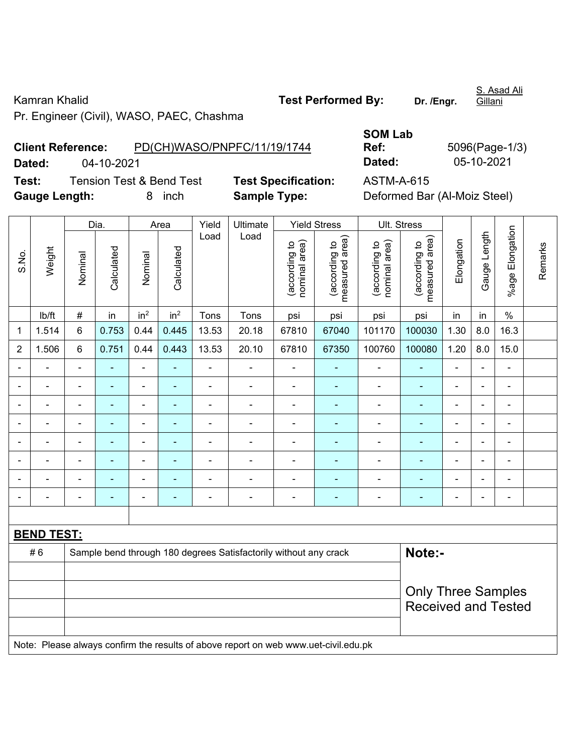Kamran Khalid

Pr. Engineer (Civil), WASO, PAEC, Chashma

**Test Performed By:** Dr. /Engr. S. Asad Ali Gillani

**Client Reference:** PD(CH)WASO/PNPFC/11/19/1744

**Dated:** 04-10-2021

**SOM Lab Ref:** 5096(Page-1/3)

**Dated:** 05-10-2021

**Test:** Tension Test & Bend Test

**Test Specification:** ASTM-A-615

**Gauge Length:** 8 inch

**Sample Type:** Deformed Bar (Al-Moiz Steel)

| S.No. | Weight | Dia. | | Area | | Yield Load | Ultimate Load | Yield Stress | | Ult. Stress | | Elongation | Gauge Length | %age Elongation | Remarks |
|---|---|---|---|---|---|---|---|---|---|---|---|---|---|---|---|
| | | Nominal | Calculated | Nominal | Calculated | | | (according to nominal area) | (according to measured area) | (according to nominal area) | (according to measured area) | | | | |
| | lb/ft | # | in | $in^2$ | $in^2$ | Tons | Tons | psi | psi | psi | psi | in | in | % | |
| 1 | 1.514 | 6 | 0.753 | 0.44 | 0.445 | 13.53 | 20.18 | 67810 | 67040 | 101170 | 100030 | 1.30 | 8.0 | 16.3 | |
| 2 | 1.506 | 6 | 0.751 | 0.44 | 0.443 | 13.53 | 20.10 | 67810 | 67350 | 100760 | 100080 | 1.20 | 8.0 | 15.0 | |
| - | - | - | - | - | - | - | - | - | - | - | - | - | - | - | |
| - | - | - | - | - | - | - | - | - | - | - | - | - | - | - | |
| - | - | - | - | - | - | - | - | - | - | - | - | - | - | - | |
| - | - | - | - | - | - | - | - | - | - | - | - | - | - | - | |
| - | - | - | - | - | - | - | - | - | - | - | - | - | - | - | |
| - | - | - | - | - | - | - | - | - | - | - | - | - | - | - | |
| - | - | - | - | - | - | - | - | - | - | - | - | - | - | - | |
| - | - | - | - | - | - | - | - | - | - | - | - | - | - | - | |

**BEND TEST:**

| | | |
|---|---|---|
| # 6 | Sample bend through 180 degrees Satisfactorily without any crack | **Note:-** |
| | | Only Three Samples Received and Tested |

Note: Please always confirm the results of above report on web www.uet-civil.edu.pk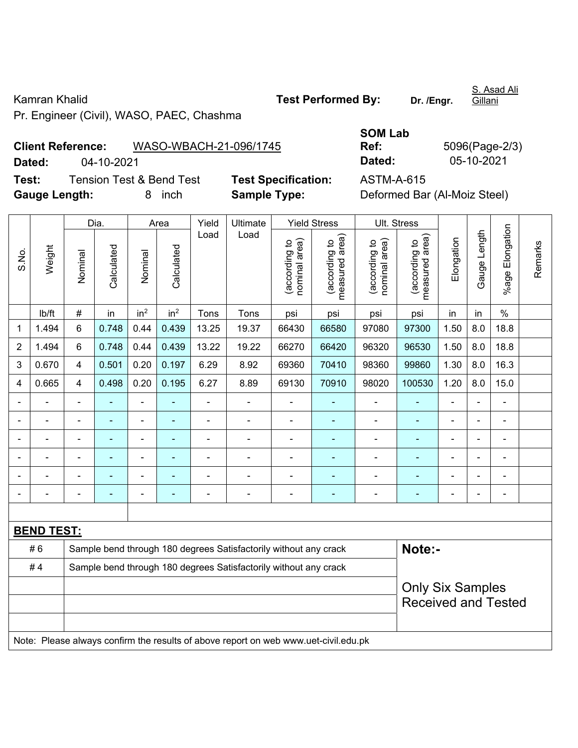Kamran Khalid

Pr. Engineer (Civil), WASO, PAEC, Chashma

**Test Performed By:** Dr. /Engr. S. Asad Ali Gillani

**Client Reference:** WASO-WBACH-21-096/1745

**Dated:** 04-10-2021

**SOM Lab Ref:** 5096(Page-2/3)

**Dated:** 05-10-2021

**Test:** Tension Test & Bend Test

**Test Specification:** ASTM-A-615

**Gauge Length:** 8 inch

**Sample Type:** Deformed Bar (Al-Moiz Steel)

| S.No. | Weight | Dia. | | Area | | Yield Load | Ultimate Load | Yield Stress | | Ult. Stress | | Elongation | Gauge Length | %age Elongation | Remarks |
|---|---|---|---|---|---|---|---|---|---|---|---|---|---|---|---|
| | | Nominal | Calculated | Nominal | Calculated | | | (according to nominal area) | (according to measured area) | (according to nominal area) | (according to measured area) | | | | |
| | lb/ft | # | in | in² | in² | Tons | Tons | psi | psi | psi | psi | in | in | % | |
| 1 | 1.494 | 6 | 0.748 | 0.44 | 0.439 | 13.25 | 19.37 | 66430 | 66580 | 97080 | 97300 | 1.50 | 8.0 | 18.8 | |
| 2 | 1.494 | 6 | 0.748 | 0.44 | 0.439 | 13.22 | 19.22 | 66270 | 66420 | 96320 | 96530 | 1.50 | 8.0 | 18.8 | |
| 3 | 0.670 | 4 | 0.501 | 0.20 | 0.197 | 6.29 | 8.92 | 69360 | 70410 | 98360 | 99860 | 1.30 | 8.0 | 16.3 | |
| 4 | 0.665 | 4 | 0.498 | 0.20 | 0.195 | 6.27 | 8.89 | 69130 | 70910 | 98020 | 100530 | 1.20 | 8.0 | 15.0 | |
| - | - | - | - | - | - | - | - | - | - | - | - | - | - | - | |
| - | - | - | - | - | - | - | - | - | - | - | - | - | - | - | |
| - | - | - | - | - | - | - | - | - | - | - | - | - | - | - | |
| - | - | - | - | - | - | - | - | - | - | - | - | - | - | - | |
| - | - | - | - | - | - | - | - | - | - | - | - | - | - | - | |
| - | - | - | - | - | - | - | - | - | - | - | - | - | - | - | |

**BEND TEST:**

| | | |
|---|---|---|
| # 6 | Sample bend through 180 degrees Satisfactorily without any crack | **Note:-** |
| # 4 | Sample bend through 180 degrees Satisfactorily without any crack | Only Six Samples Received and Tested |

Note: Please always confirm the results of above report on web www.uet-civil.edu.pk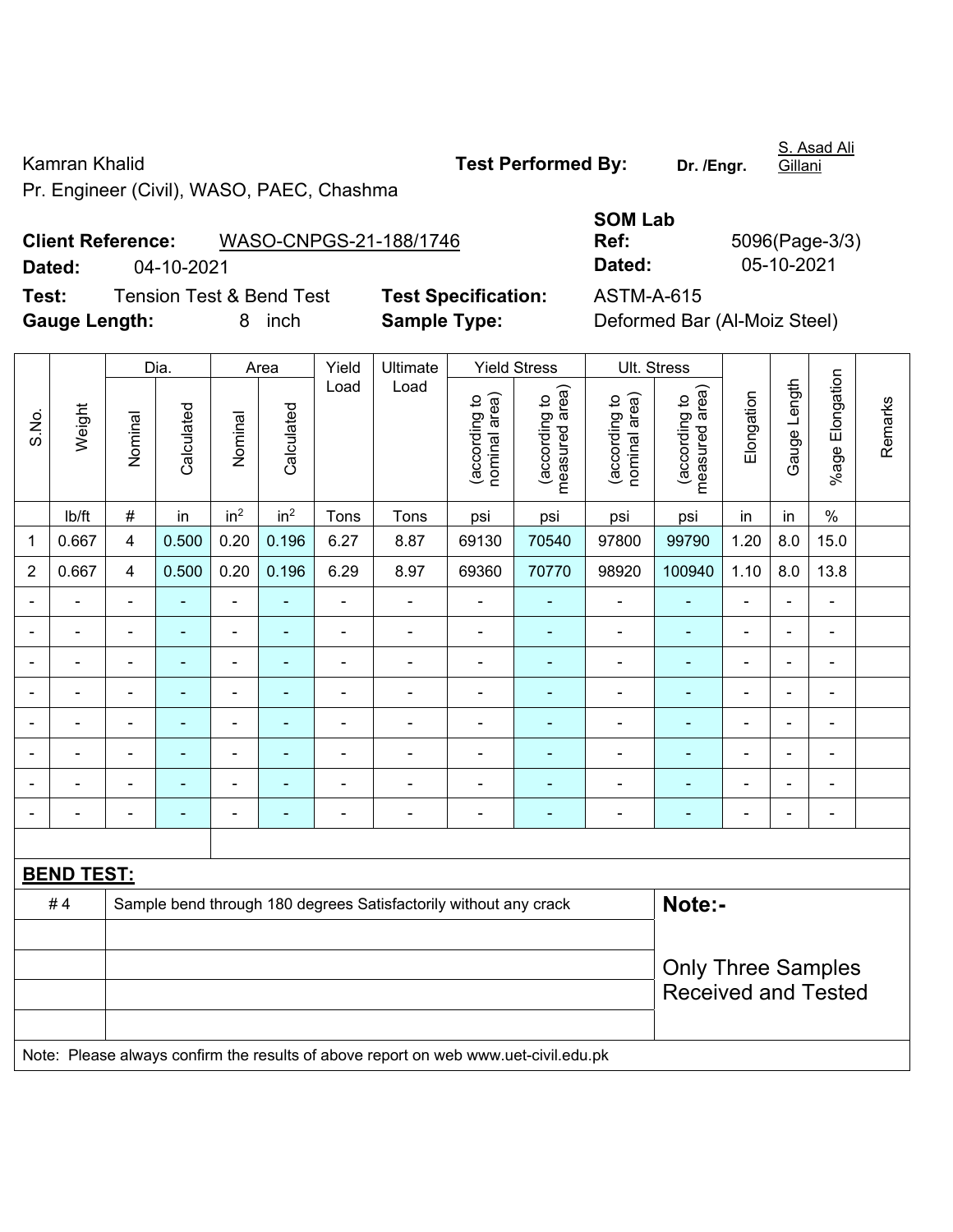Kamran Khalid

Pr. Engineer (Civil), WASO, PAEC, Chashma

**Test Performed By:** **Dr. /Engr.** S. Asad Ali Gillani

**Client Reference:** WASO-CNPGS-21-188/1746

**Dated:** 04-10-2021

**SOM Lab Ref:** 5096(Page-3/3)

**Dated:** 05-10-2021

**Test:** Tension Test & Bend Test

**Test Specification:** ASTM-A-615

**Gauge Length:** 8 inch

**Sample Type:** Deformed Bar (Al-Moiz Steel)

| S.No. | Weight | Dia. | | Area | | Yield Load | Ultimate Load | Yield Stress | | Ult. Stress | | Elongation | Gauge Length | %age Elongation | Remarks |
|---|---|---|---|---|---|---|---|---|---|---|---|---|---|---|---|
| | | Nominal | Calculated | Nominal | Calculated | | | (according to nominal area) | (according to measured area) | (according to nominal area) | (according to measured area) | | | | |
| | lb/ft | # | in | in² | in² | Tons | Tons | psi | psi | psi | psi | in | in | % | |
| 1 | 0.667 | 4 | 0.500 | 0.20 | 0.196 | 6.27 | 8.87 | 69130 | 70540 | 97800 | 99790 | 1.20 | 8.0 | 15.0 | |
| 2 | 0.667 | 4 | 0.500 | 0.20 | 0.196 | 6.29 | 8.97 | 69360 | 70770 | 98920 | 100940 | 1.10 | 8.0 | 13.8 | |
| - | - | - | - | - | - | - | - | - | - | - | - | - | - | - | |
| - | - | - | - | - | - | - | - | - | - | - | - | - | - | - | |
| - | - | - | - | - | - | - | - | - | - | - | - | - | - | - | |
| - | - | - | - | - | - | - | - | - | - | - | - | - | - | - | |
| - | - | - | - | - | - | - | - | - | - | - | - | - | - | - | |
| - | - | - | - | - | - | - | - | - | - | - | - | - | - | - | |
| - | - | - | - | - | - | - | - | - | - | - | - | - | - | - | |
| - | - | - | - | - | - | - | - | - | - | - | - | - | - | - | |

**BEND TEST:**

| | | |
|---|---|---|
| # 4 | Sample bend through 180 degrees Satisfactorily without any crack | **Note:-** Only Three Samples Received and Tested |

Note: Please always confirm the results of above report on web www.uet-civil.edu.pk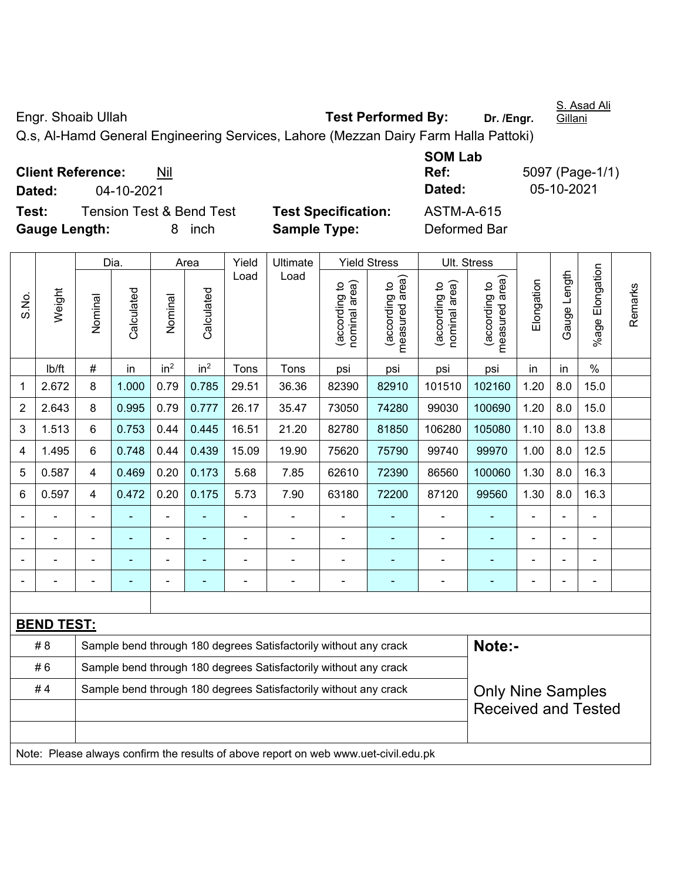Engr. Shoaib Ullah **Test Performed By:** **Dr. /Engr.** S. Asad Ali Gillani

Q.s, Al-Hamd General Engineering Services, Lahore (Mezzan Dairy Farm Halla Pattoki)

**Client Reference:** Nil **SOM Lab Ref:** 5097 (Page-1/1)

**Dated:** 04-10-2021 **Dated:** 05-10-2021

**Test:** Tension Test & Bend Test **Test Specification:** ASTM-A-615

**Gauge Length:** 8 inch **Sample Type:** Deformed Bar

| S.No. | Weight | Dia. | | Area | | Yield Load | Ultimate Load | Yield Stress | | Ult. Stress | | Elongation | Gauge Length | %age Elongation | Remarks |
|---|---|---|---|---|---|---|---|---|---|---|---|---|---|---|---|
| | | Nominal | Calculated | Nominal | Calculated | | | (according to nominal area) | (according to measured area) | (according to nominal area) | (according to measured area) | | | | |
| | lb/ft | # | in | in² | in² | Tons | Tons | psi | psi | psi | psi | in | in | % | |
| 1 | 2.672 | 8 | 1.000 | 0.79 | 0.785 | 29.51 | 36.36 | 82390 | 82910 | 101510 | 102160 | 1.20 | 8.0 | 15.0 | |
| 2 | 2.643 | 8 | 0.995 | 0.79 | 0.777 | 26.17 | 35.47 | 73050 | 74280 | 99030 | 100690 | 1.20 | 8.0 | 15.0 | |
| 3 | 1.513 | 6 | 0.753 | 0.44 | 0.445 | 16.51 | 21.20 | 82780 | 81850 | 106280 | 105080 | 1.10 | 8.0 | 13.8 | |
| 4 | 1.495 | 6 | 0.748 | 0.44 | 0.439 | 15.09 | 19.90 | 75620 | 75790 | 99740 | 99970 | 1.00 | 8.0 | 12.5 | |
| 5 | 0.587 | 4 | 0.469 | 0.20 | 0.173 | 5.68 | 7.85 | 62610 | 72390 | 86560 | 100060 | 1.30 | 8.0 | 16.3 | |
| 6 | 0.597 | 4 | 0.472 | 0.20 | 0.175 | 5.73 | 7.90 | 63180 | 72200 | 87120 | 99560 | 1.30 | 8.0 | 16.3 | |
| - | - | - | - | - | - | - | - | - | - | - | - | - | - | - | |
| - | - | - | - | - | - | - | - | - | - | - | - | - | - | - | |
| - | - | - | - | - | - | - | - | - | - | - | - | - | - | - | |
| - | - | - | - | - | - | - | - | - | - | - | - | - | - | - | |

**BEND TEST:**

| | | |
|---|---|---|
| # 8 | Sample bend through 180 degrees Satisfactorily without any crack | **Note:-** |
| # 6 | Sample bend through 180 degrees Satisfactorily without any crack | |
| # 4 | Sample bend through 180 degrees Satisfactorily without any crack | Only Nine Samples Received and Tested |

Note: Please always confirm the results of above report on web www.uet-civil.edu.pk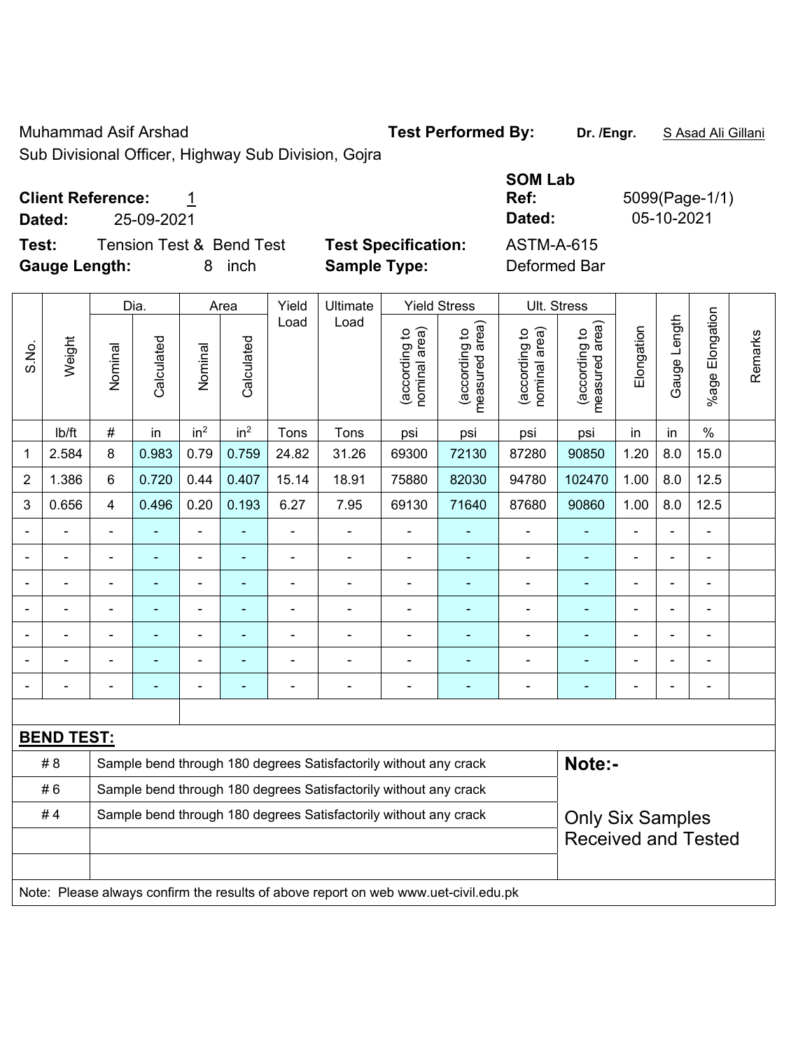Muhammad Asif Arshad

Sub Divisional Officer, Highway Sub Division, Gojra

**Test Performed By:** **Dr. /Engr.** S Asad Ali Gillani

**SOM Lab**

**Client Reference:** 1

**Dated:** 25-09-2021

**Ref:** 5099(Page-1/1)

**Dated:** 05-10-2021

**Test:** Tension Test & Bend Test

**Gauge Length:** 8 inch

**Test Specification:** ASTM-A-615

**Sample Type:** Deformed Bar

| S.No. | Weight | Dia. | | Area | | Yield Load | Ultimate Load | Yield Stress | | Ult. Stress | | Elongation | Gauge Length | %age Elongation | Remarks |
|---|---|---|---|---|---|---|---|---|---|---|---|---|---|---|---|
| | | Nominal | Calculated | Nominal | Calculated | | | (according to nominal area) | (according to measured area) | (according to nominal area) | (according to measured area) | | | | |
| | lb/ft | # | in | $in^2$ | $in^2$ | Tons | Tons | psi | psi | psi | psi | in | in | % | |
| 1 | 2.584 | 8 | 0.983 | 0.79 | 0.759 | 24.82 | 31.26 | 69300 | 72130 | 87280 | 90850 | 1.20 | 8.0 | 15.0 | |
| 2 | 1.386 | 6 | 0.720 | 0.44 | 0.407 | 15.14 | 18.91 | 75880 | 82030 | 94780 | 102470 | 1.00 | 8.0 | 12.5 | |
| 3 | 0.656 | 4 | 0.496 | 0.20 | 0.193 | 6.27 | 7.95 | 69130 | 71640 | 87680 | 90860 | 1.00 | 8.0 | 12.5 | |
| - | - | - | - | - | - | - | - | - | - | - | - | - | - | - | |
| - | - | - | - | - | - | - | - | - | - | - | - | - | - | - | |
| - | - | - | - | - | - | - | - | - | - | - | - | - | - | - | |
| - | - | - | - | - | - | - | - | - | - | - | - | - | - | - | |
| - | - | - | - | - | - | - | - | - | - | - | - | - | - | - | |
| - | - | - | - | - | - | - | - | - | - | - | - | - | - | - | |
| - | - | - | - | - | - | - | - | - | - | - | - | - | - | - | |

**BEND TEST:**

| | | |
|---|---|---|
| # 8 | Sample bend through 180 degrees Satisfactorily without any crack | **Note:-** |
| # 6 | Sample bend through 180 degrees Satisfactorily without any crack | |
| # 4 | Sample bend through 180 degrees Satisfactorily without any crack | Only Six Samples Received and Tested |
| | | |
| | | |

Note: Please always confirm the results of above report on web www.uet-civil.edu.pk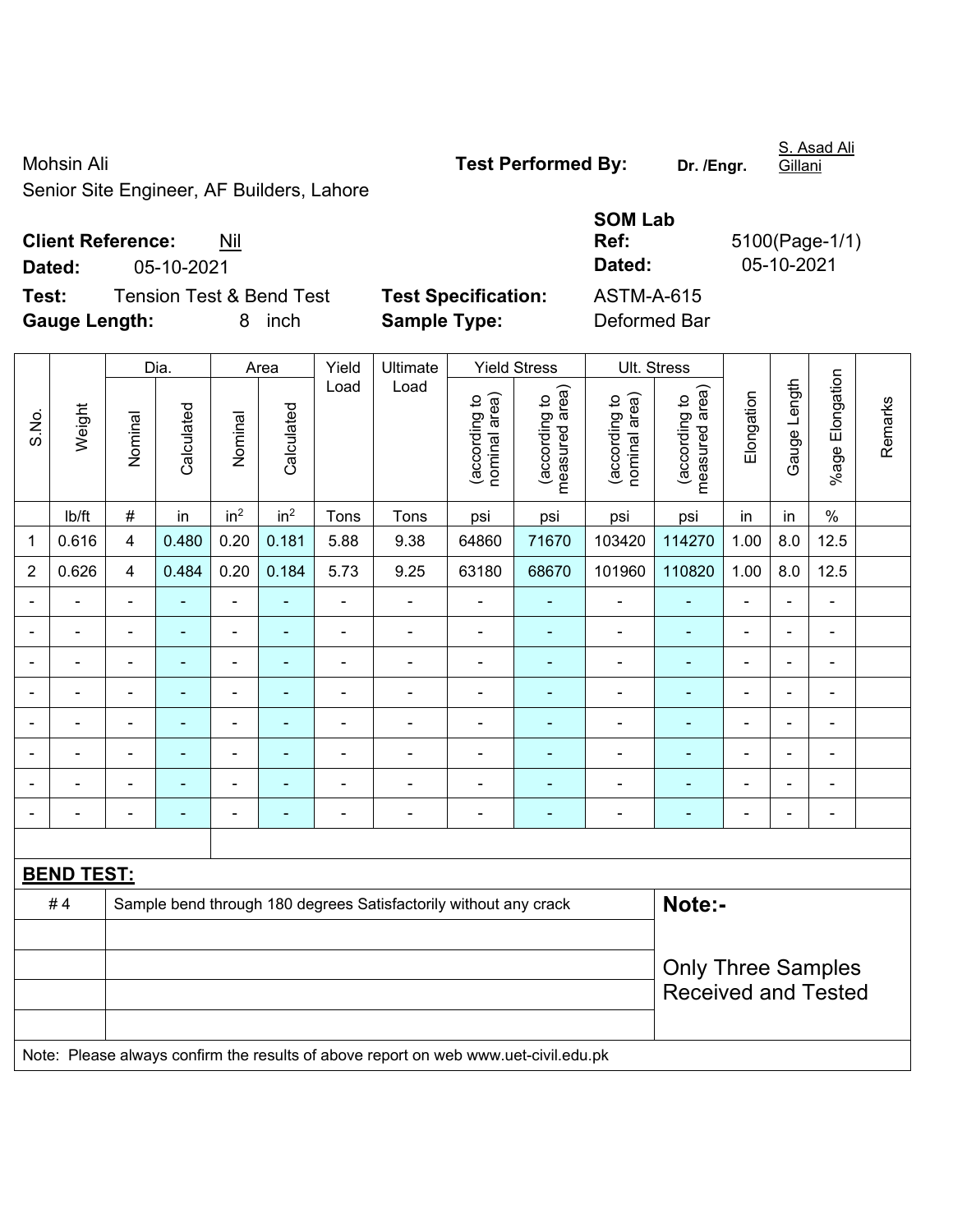Mohsin Ali
Senior Site Engineer, AF Builders, Lahore

**Test Performed By:** **Dr. /Engr.** S. Asad Ali Gillani

**Client Reference:** Nil
**Dated:** 05-10-2021

**SOM Lab Ref:** 5100(Page-1/1)
**Dated:** 05-10-2021

**Test:** Tension Test & Bend Test
**Gauge Length:** 8 inch

**Test Specification:** ASTM-A-615
**Sample Type:** Deformed Bar

| S.No. | Weight | Dia. | | Area | | Yield Load | Ultimate Load | Yield Stress | | Ult. Stress | | Elongation | Gauge Length | %age Elongation | Remarks |
|---|---|---|---|---|---|---|---|---|---|---|---|---|---|---|---|
| | | Nominal | Calculated | Nominal | Calculated | | | (according to nominal area) | (according to measured area) | (according to nominal area) | (according to measured area) | | | | |
| | lb/ft | # | in | $in^2$ | $in^2$ | Tons | Tons | psi | psi | psi | psi | in | in | % | |
| 1 | 0.616 | 4 | 0.480 | 0.20 | 0.181 | 5.88 | 9.38 | 64860 | 71670 | 103420 | 114270 | 1.00 | 8.0 | 12.5 | |
| 2 | 0.626 | 4 | 0.484 | 0.20 | 0.184 | 5.73 | 9.25 | 63180 | 68670 | 101960 | 110820 | 1.00 | 8.0 | 12.5 | |
| - | - | - | - | - | - | - | - | - | - | - | - | - | - | - | |
| - | - | - | - | - | - | - | - | - | - | - | - | - | - | - | |
| - | - | - | - | - | - | - | - | - | - | - | - | - | - | - | |
| - | - | - | - | - | - | - | - | - | - | - | - | - | - | - | |
| - | - | - | - | - | - | - | - | - | - | - | - | - | - | - | |
| - | - | - | - | - | - | - | - | - | - | - | - | - | - | - | |
| - | - | - | - | - | - | - | - | - | - | - | - | - | - | - | |
| - | - | - | - | - | - | - | - | - | - | - | - | - | - | - | |

**BEND TEST:**

| | |
|---|---|
| # 4 | Sample bend through 180 degrees Satisfactorily without any crack |

**Note:-**

Only Three Samples Received and Tested

Note: Please always confirm the results of above report on web www.uet-civil.edu.pk